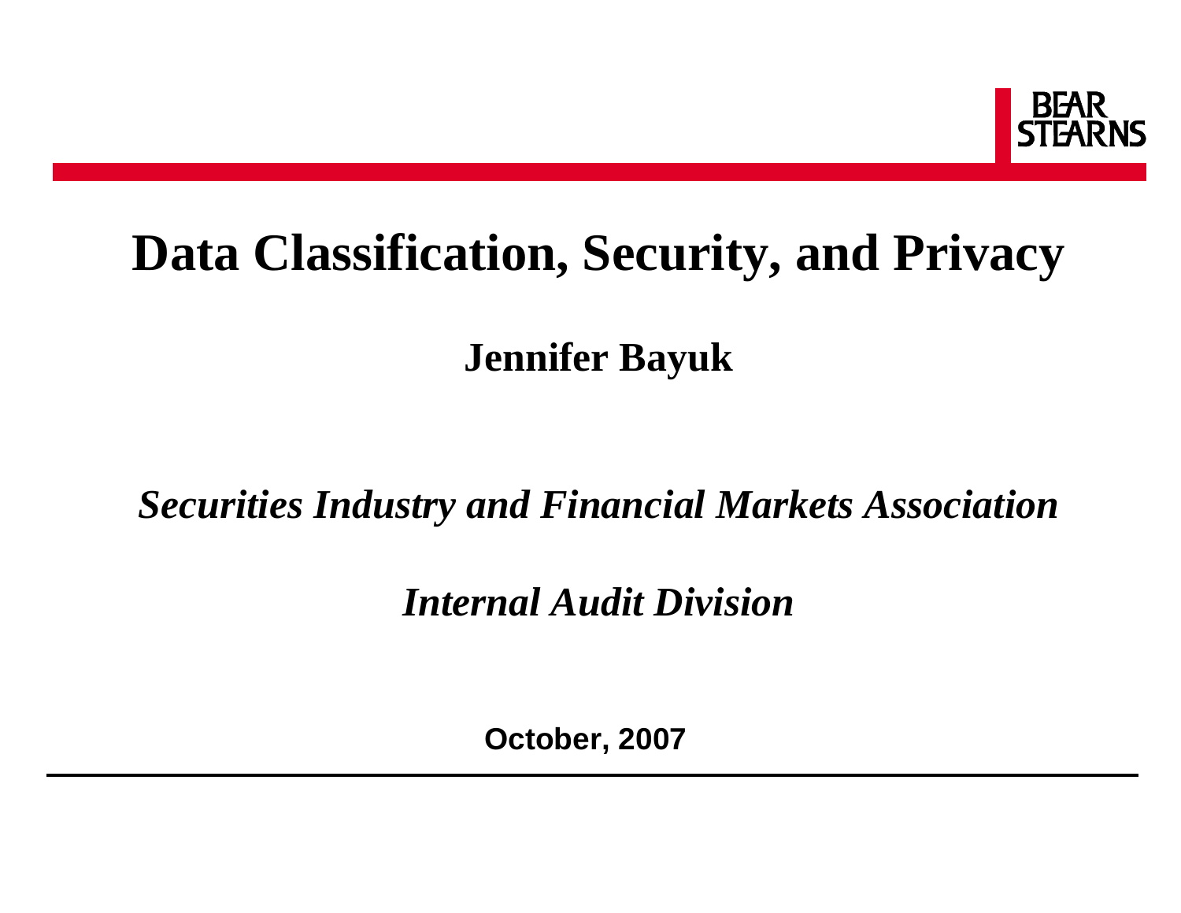BEAR STEARNS

# Data Classification, Security, and Privacy

**Jennifer Bayuk**

***Securities Industry and Financial Markets Association***

***Internal Audit Division***

**October, 2007**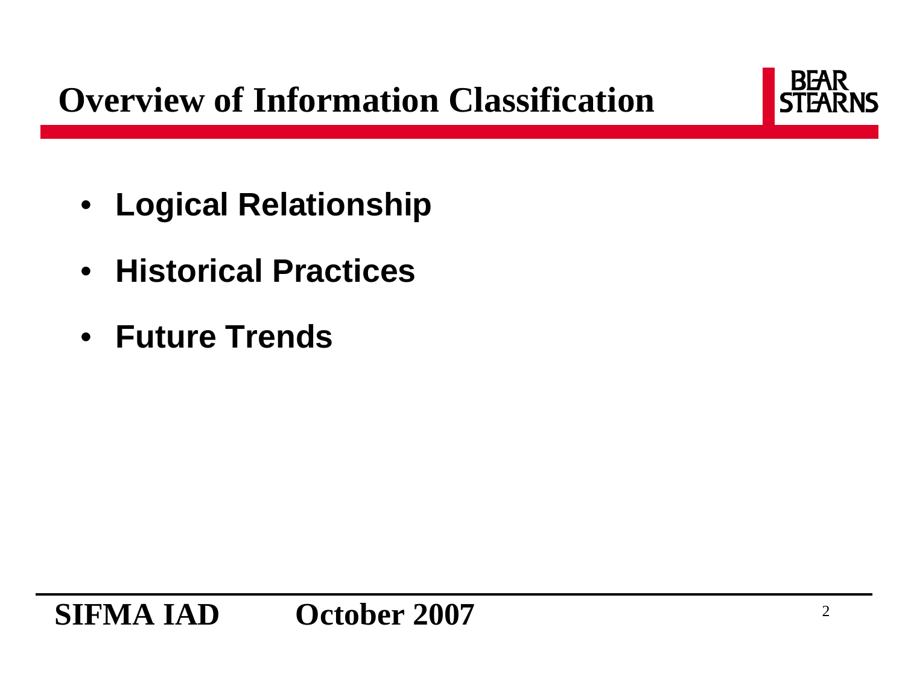# Overview of Information Classification

- **Logical Relationship**
- **Historical Practices**
- **Future Trends**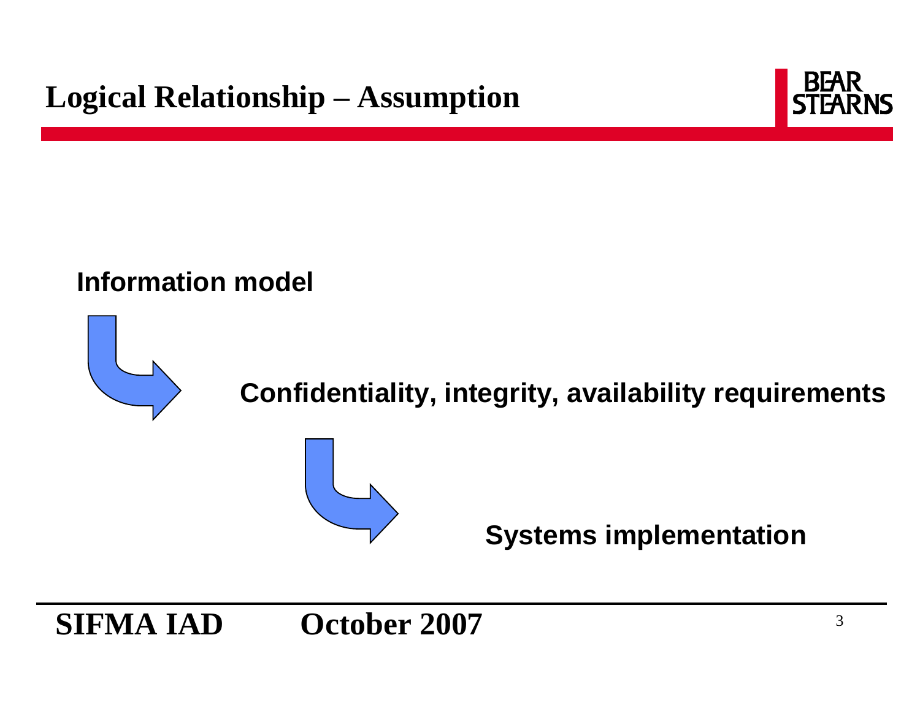# Logical Relationship – Assumption

**Information model**

**Confidentiality, integrity, availability requirements**

**Systems implementation**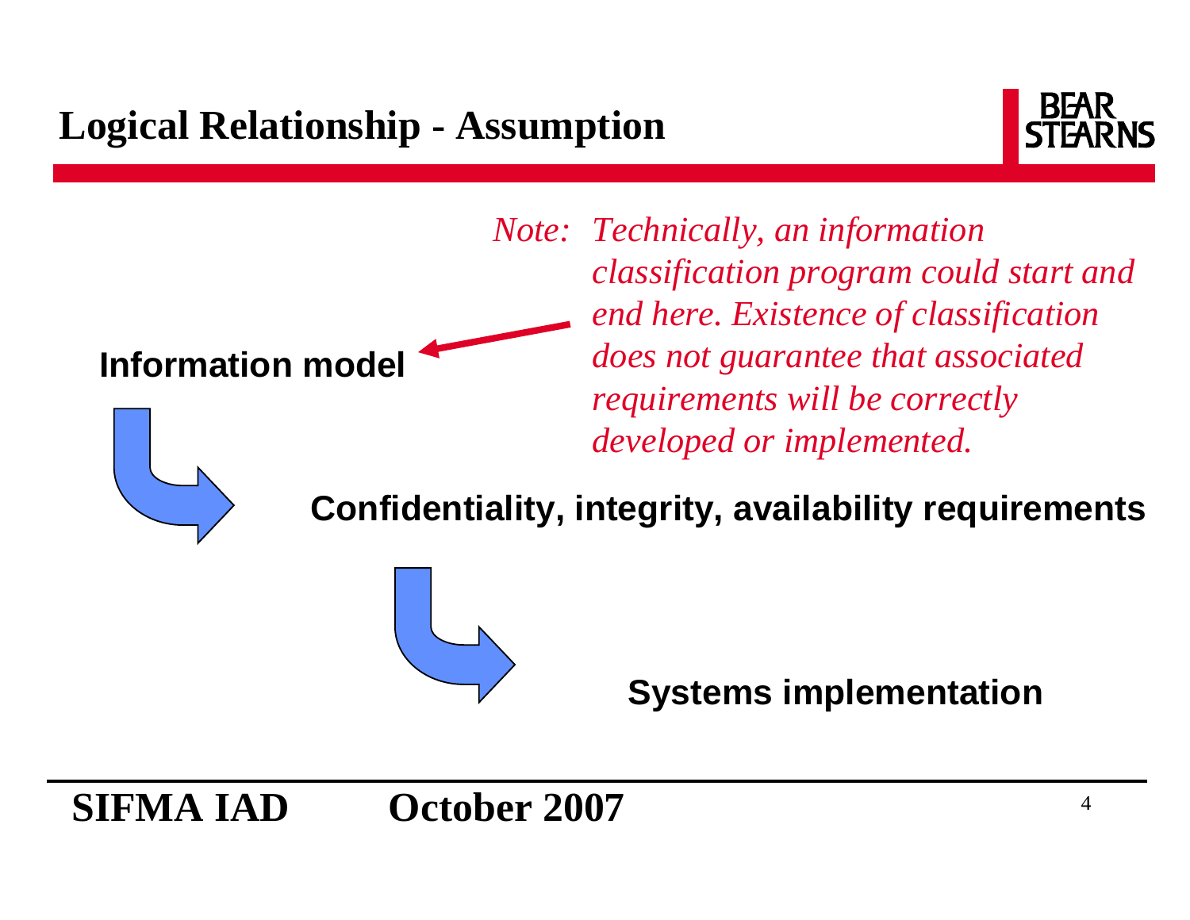# Logical Relationship - Assumption

*Note: Technically, an information classification program could start and end here. Existence of classification does not guarantee that associated requirements will be correctly developed or implemented.*

**Information model**

**Confidentiality, integrity, availability requirements**

**Systems implementation**

**SIFMA IAD October 2007**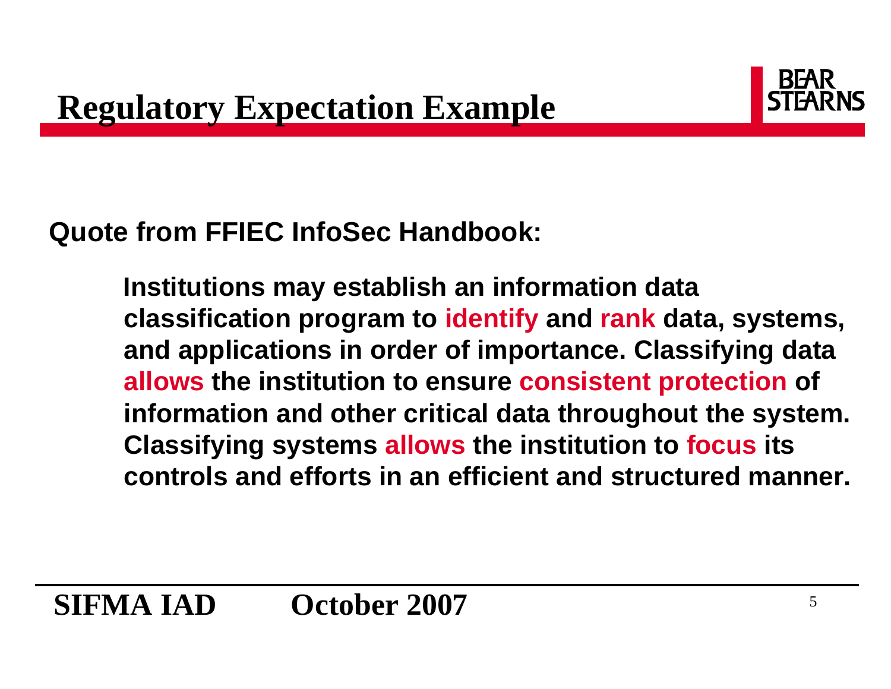# Regulatory Expectation Example

**Quote from FFIEC InfoSec Handbook:**

> **Institutions may establish an information data classification program to identify and rank data, systems, and applications in order of importance. Classifying data allows the institution to ensure consistent protection of information and other critical data throughout the system. Classifying systems allows the institution to focus its controls and efforts in an efficient and structured manner.**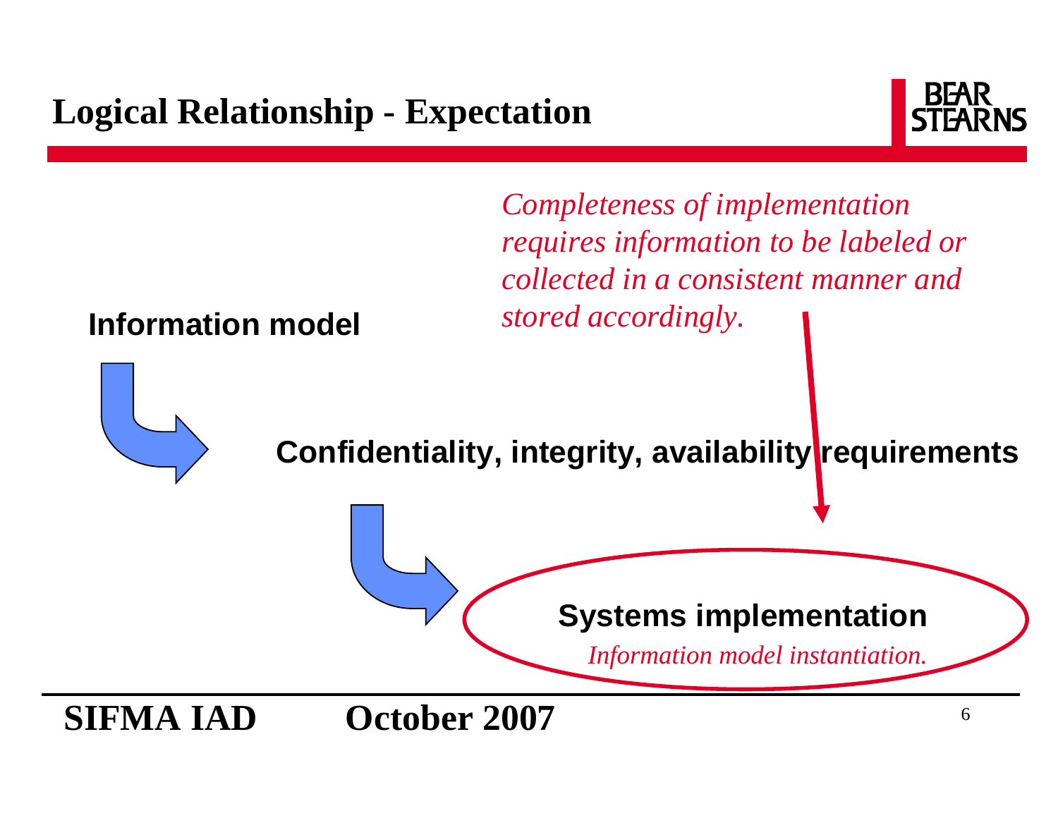# Logical Relationship - Expectation

*Completeness of implementation requires information to be labeled or collected in a consistent manner and stored accordingly.*

**Information model**

**Confidentiality, integrity, availability requirements**

**Systems implementation**

*Information model instantiation.*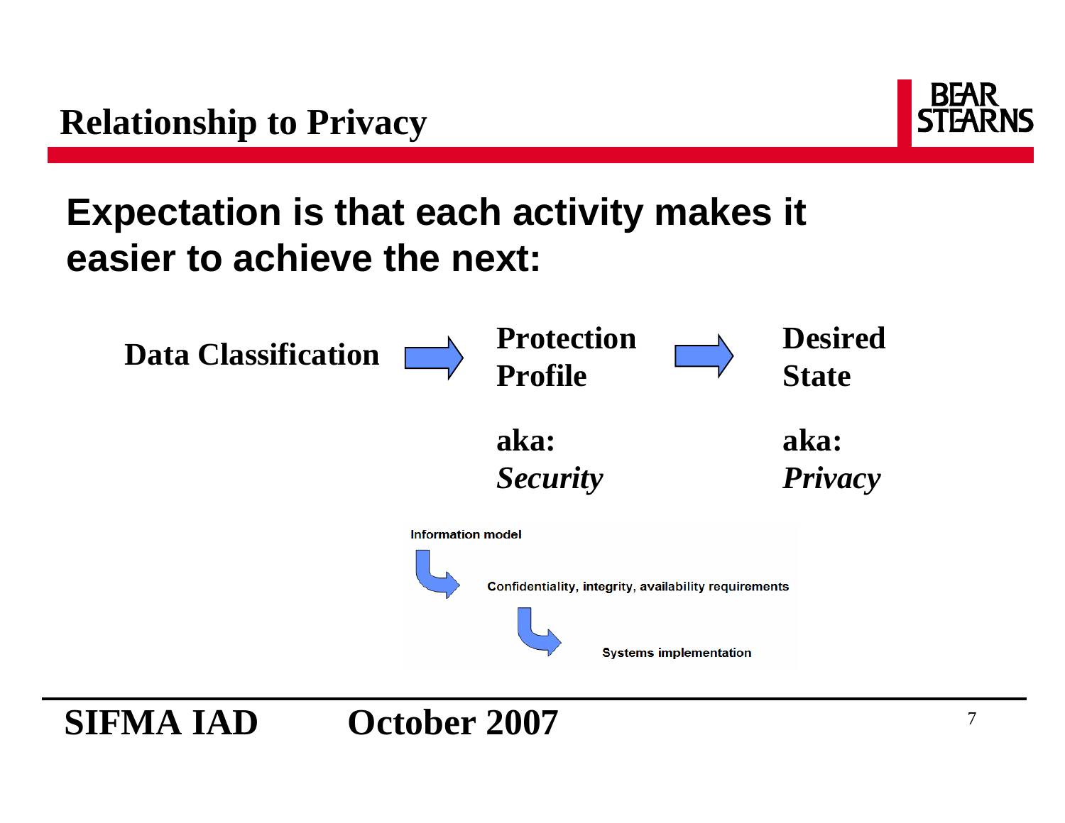# Relationship to Privacy

## Expectation is that each activity makes it easier to achieve the next:

**Data Classification** → **Protection Profile** → **Desired State**

**aka:** ***Security*** (Protection Profile)

**aka:** ***Privacy*** (Desired State)

Information model
→ Confidentiality, integrity, availability requirements
→ Systems implementation

**SIFMA IAD October 2007**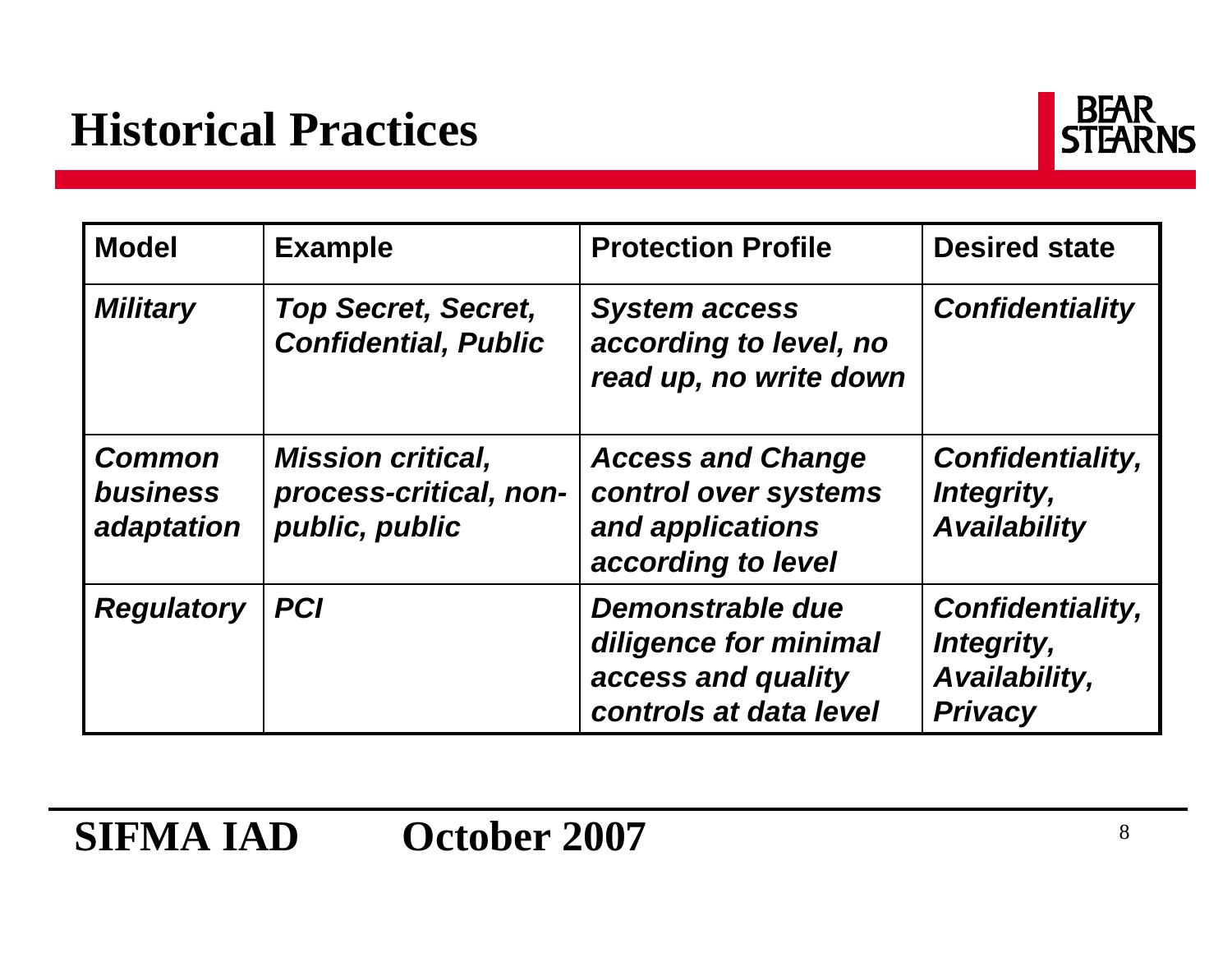# Historical Practices

| Model | Example | Protection Profile | Desired state |
|---|---|---|---|
| *Military* | *Top Secret, Secret, Confidential, Public* | *System access according to level, no read up, no write down* | *Confidentiality* |
| *Common business adaptation* | *Mission critical, process-critical, non-public, public* | *Access and Change control over systems and applications according to level* | *Confidentiality, Integrity, Availability* |
| *Regulatory* | *PCI* | *Demonstrable due diligence for minimal access and quality controls at data level* | *Confidentiality, Integrity, Availability, Privacy* |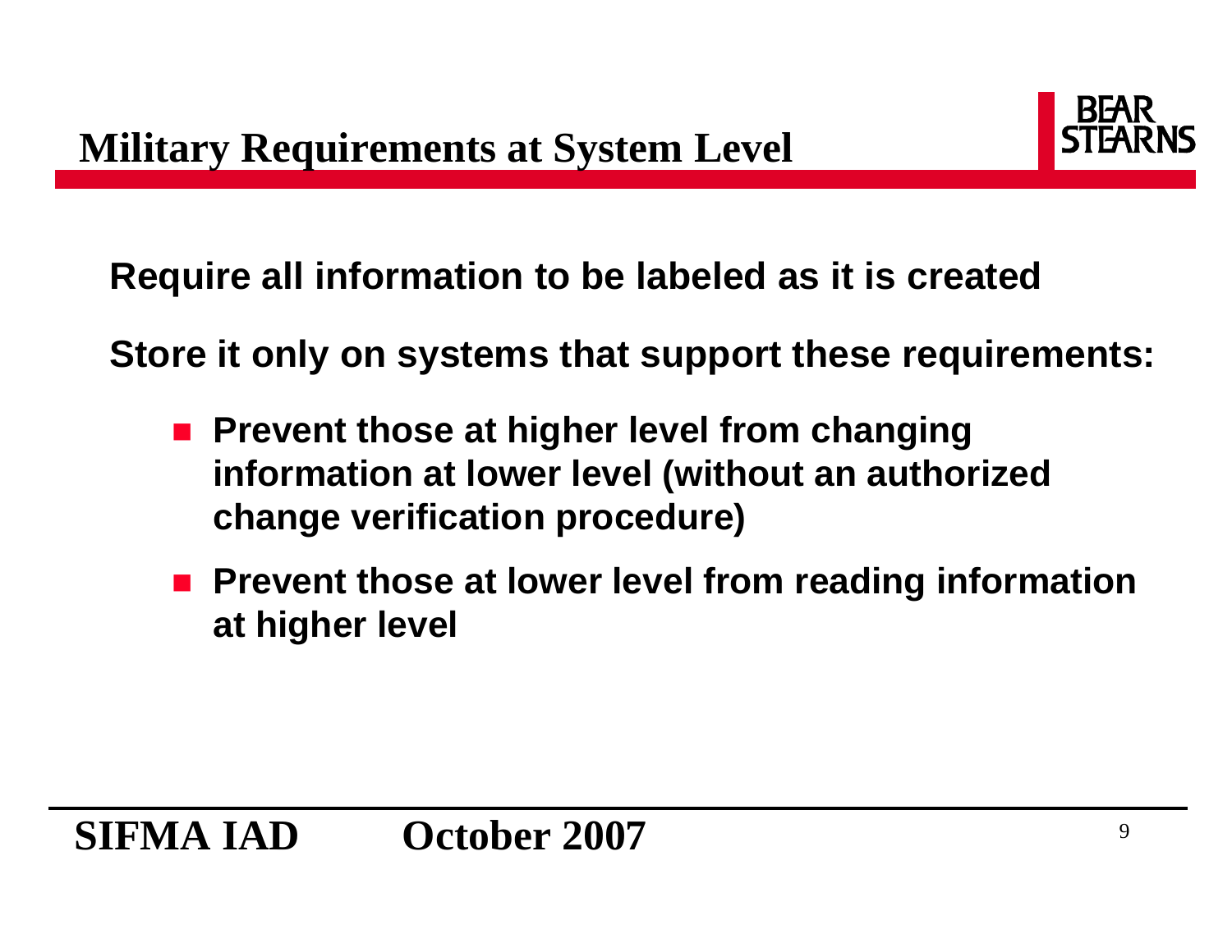# Military Requirements at System Level

**Require all information to be labeled as it is created**

**Store it only on systems that support these requirements:**

- **Prevent those at higher level from changing information at lower level (without an authorized change verification procedure)**
- **Prevent those at lower level from reading information at higher level**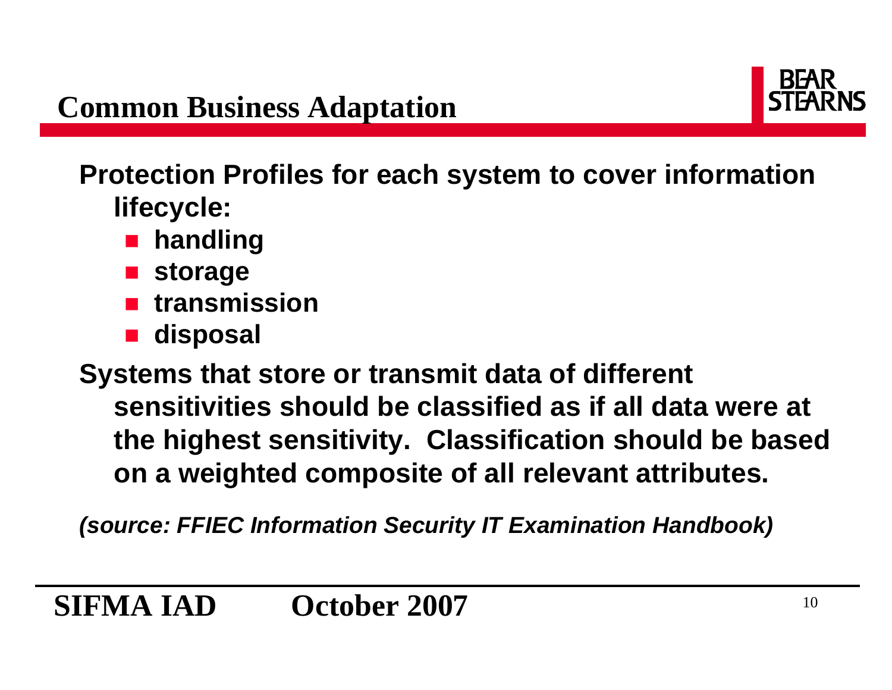# Common Business Adaptation

**Protection Profiles for each system to cover information lifecycle:**

- **handling**
- **storage**
- **transmission**
- **disposal**

**Systems that store or transmit data of different sensitivities should be classified as if all data were at the highest sensitivity. Classification should be based on a weighted composite of all relevant attributes.**

***(source: FFIEC Information Security IT Examination Handbook)***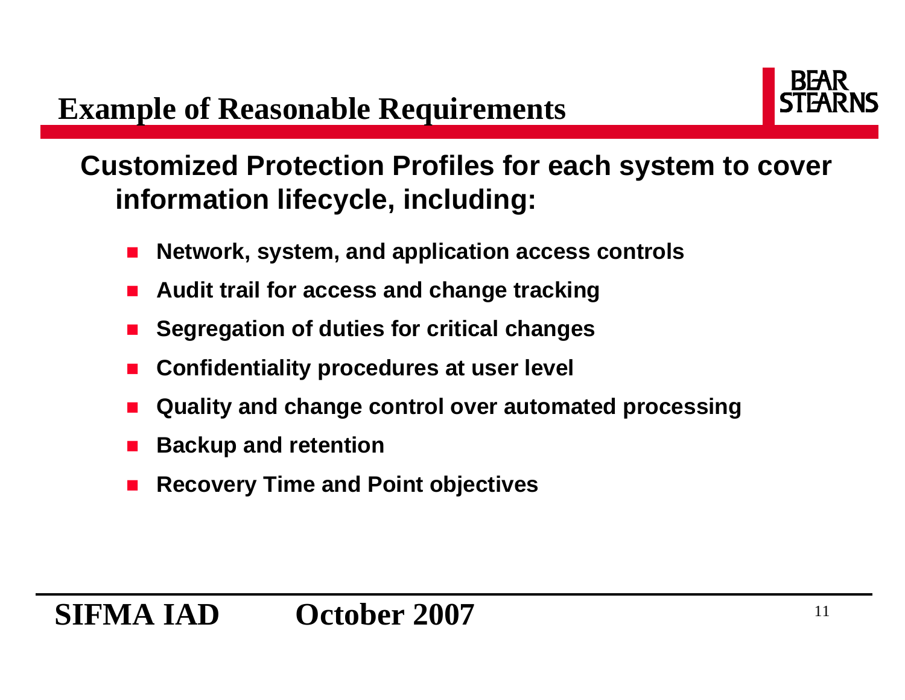# Example of Reasonable Requirements

**Customized Protection Profiles for each system to cover information lifecycle, including:**

- **Network, system, and application access controls**
- **Audit trail for access and change tracking**
- **Segregation of duties for critical changes**
- **Confidentiality procedures at user level**
- **Quality and change control over automated processing**
- **Backup and retention**
- **Recovery Time and Point objectives**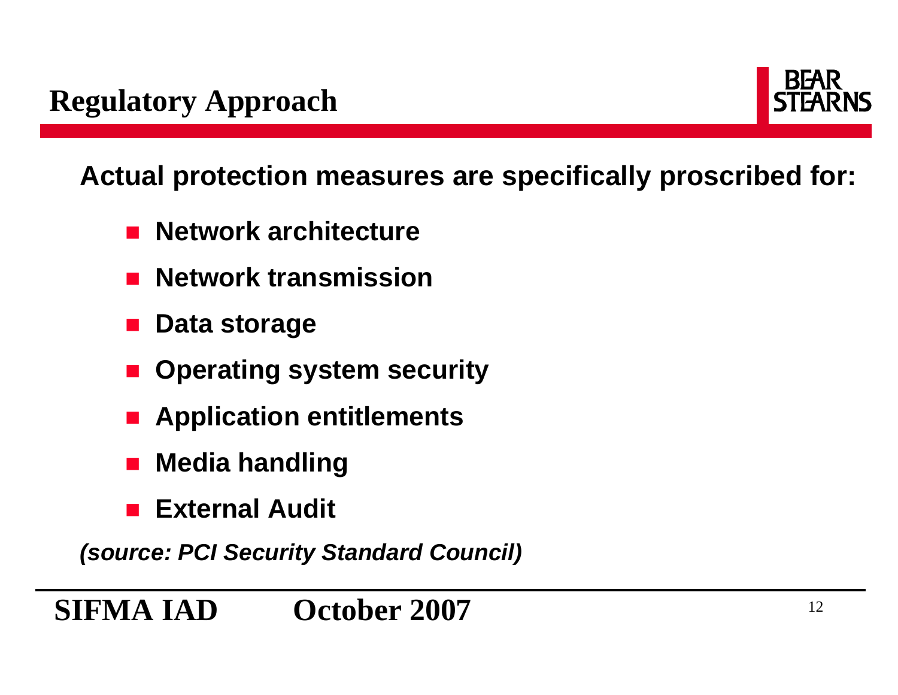# Regulatory Approach

**Actual protection measures are specifically proscribed for:**

- **Network architecture**
- **Network transmission**
- **Data storage**
- **Operating system security**
- **Application entitlements**
- **Media handling**
- **External Audit**

***(source: PCI Security Standard Council)***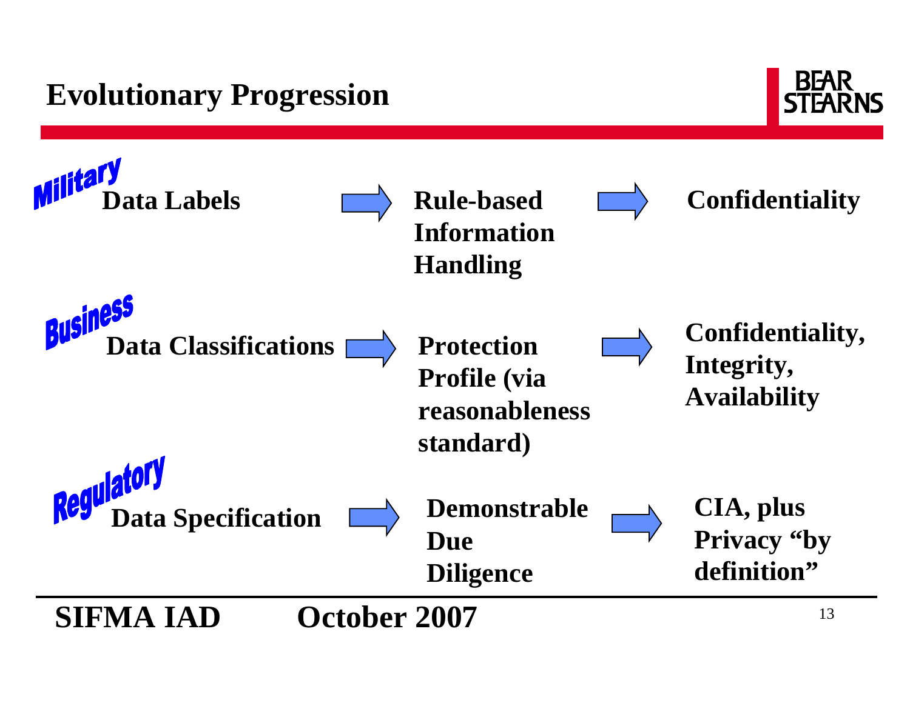# Evolutionary Progression

| | | | |
|---|---|---|---|
| *Military* | **Data Labels** → | **Rule-based Information Handling** → | **Confidentiality** |
| *Business* | **Data Classifications** → | **Protection Profile (via reasonableness standard)** → | **Confidentiality, Integrity, Availability** |
| *Regulatory* | **Data Specification** → | **Demonstrable Due Diligence** → | **CIA, plus Privacy "by definition"** |

**SIFMA IAD October 2007**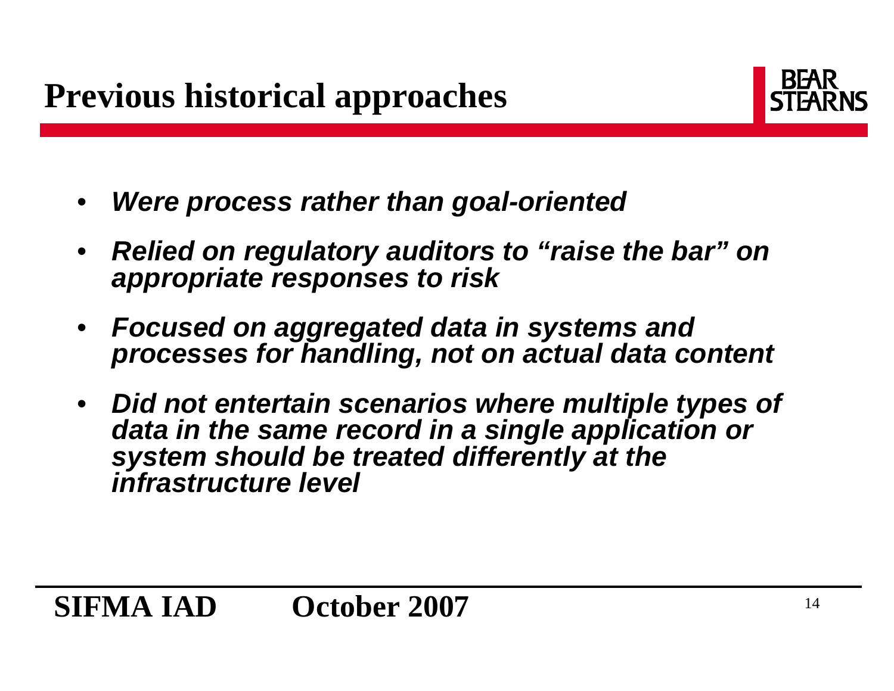# Previous historical approaches

- ***Were process rather than goal-oriented***
- ***Relied on regulatory auditors to "raise the bar" on appropriate responses to risk***
- ***Focused on aggregated data in systems and processes for handling, not on actual data content***
- ***Did not entertain scenarios where multiple types of data in the same record in a single application or system should be treated differently at the infrastructure level***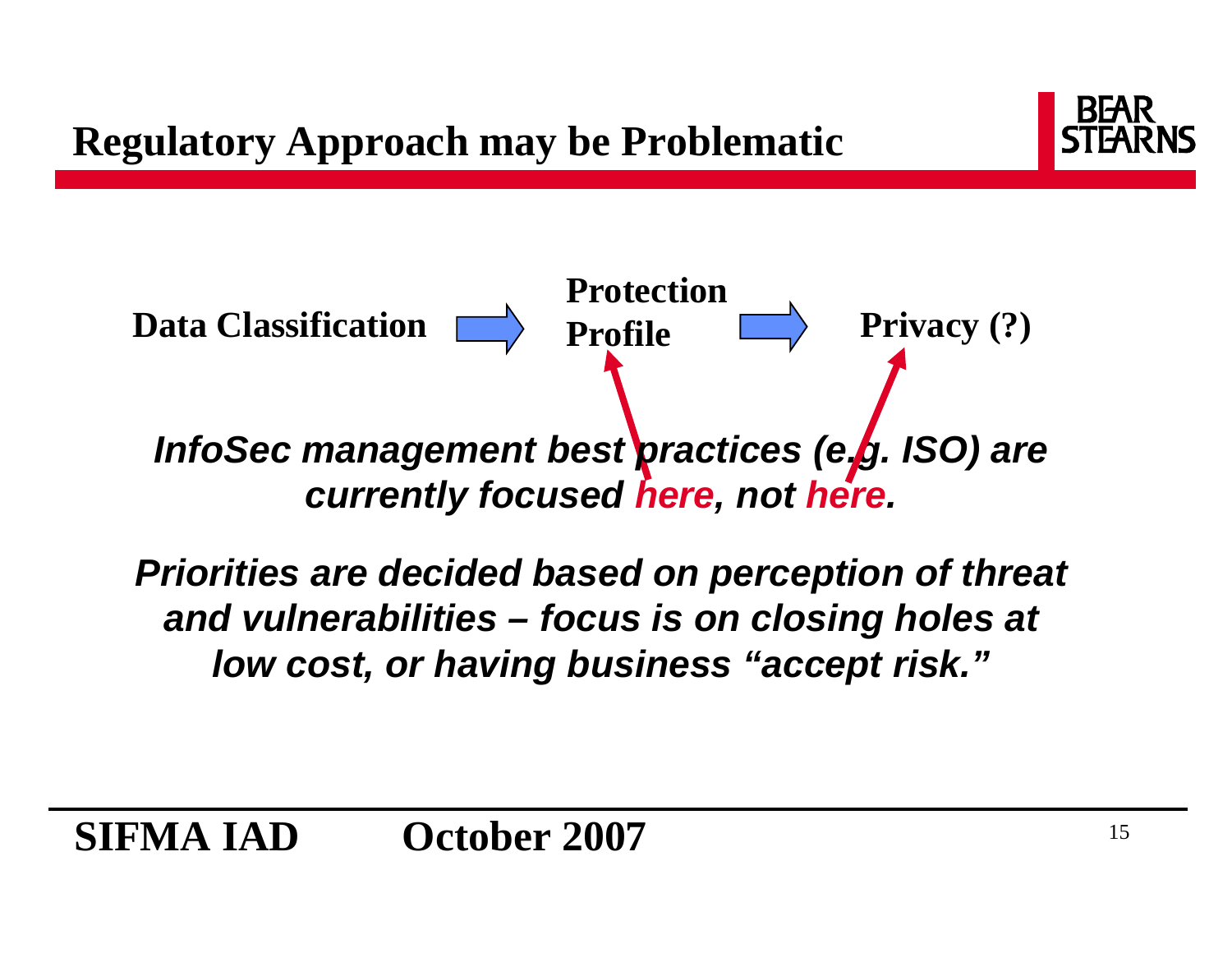# Regulatory Approach may be Problematic

Data Classification → Protection Profile → Privacy (?)

***InfoSec management best practices (e.g. ISO) are currently focused here, not here.***

***Priorities are decided based on perception of threat and vulnerabilities – focus is on closing holes at low cost, or having business "accept risk."***

**SIFMA IAD October 2007**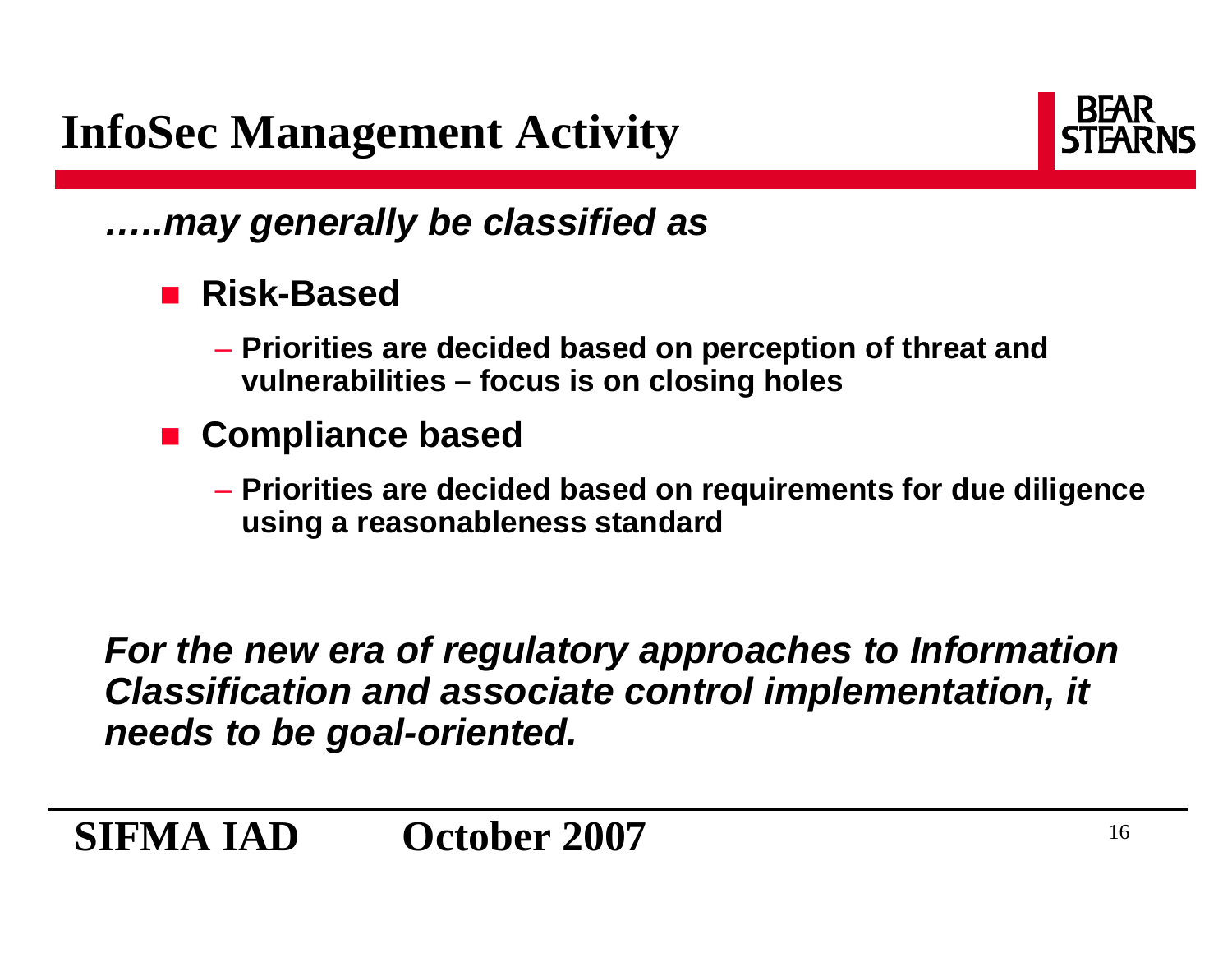# InfoSec Management Activity

***…..may generally be classified as***

- **Risk-Based**
  - **Priorities are decided based on perception of threat and vulnerabilities – focus is on closing holes**
- **Compliance based**
  - **Priorities are decided based on requirements for due diligence using a reasonableness standard**

***For the new era of regulatory approaches to Information Classification and associate control implementation, it needs to be goal-oriented.***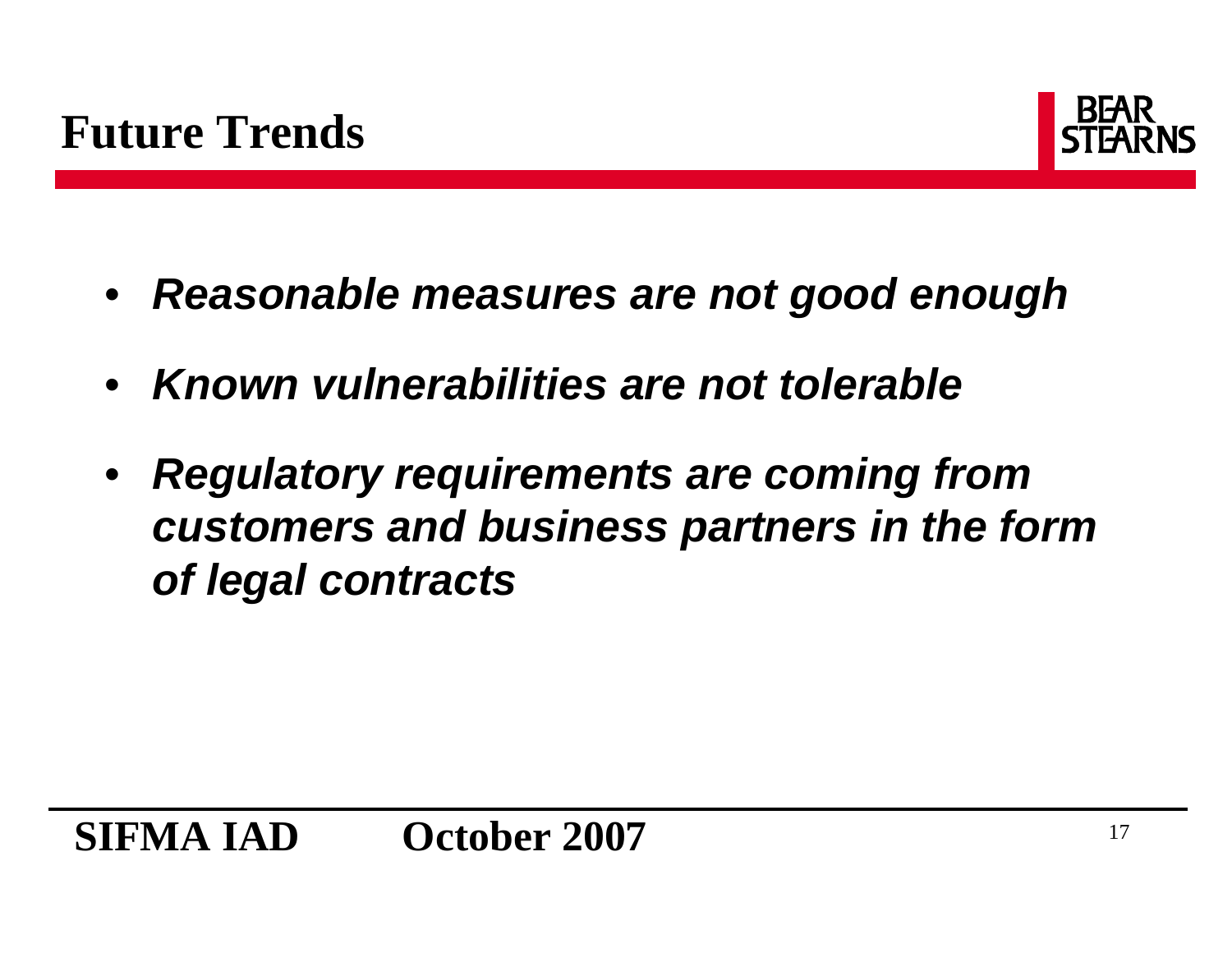# Future Trends

- ***Reasonable measures are not good enough***
- ***Known vulnerabilities are not tolerable***
- ***Regulatory requirements are coming from customers and business partners in the form of legal contracts***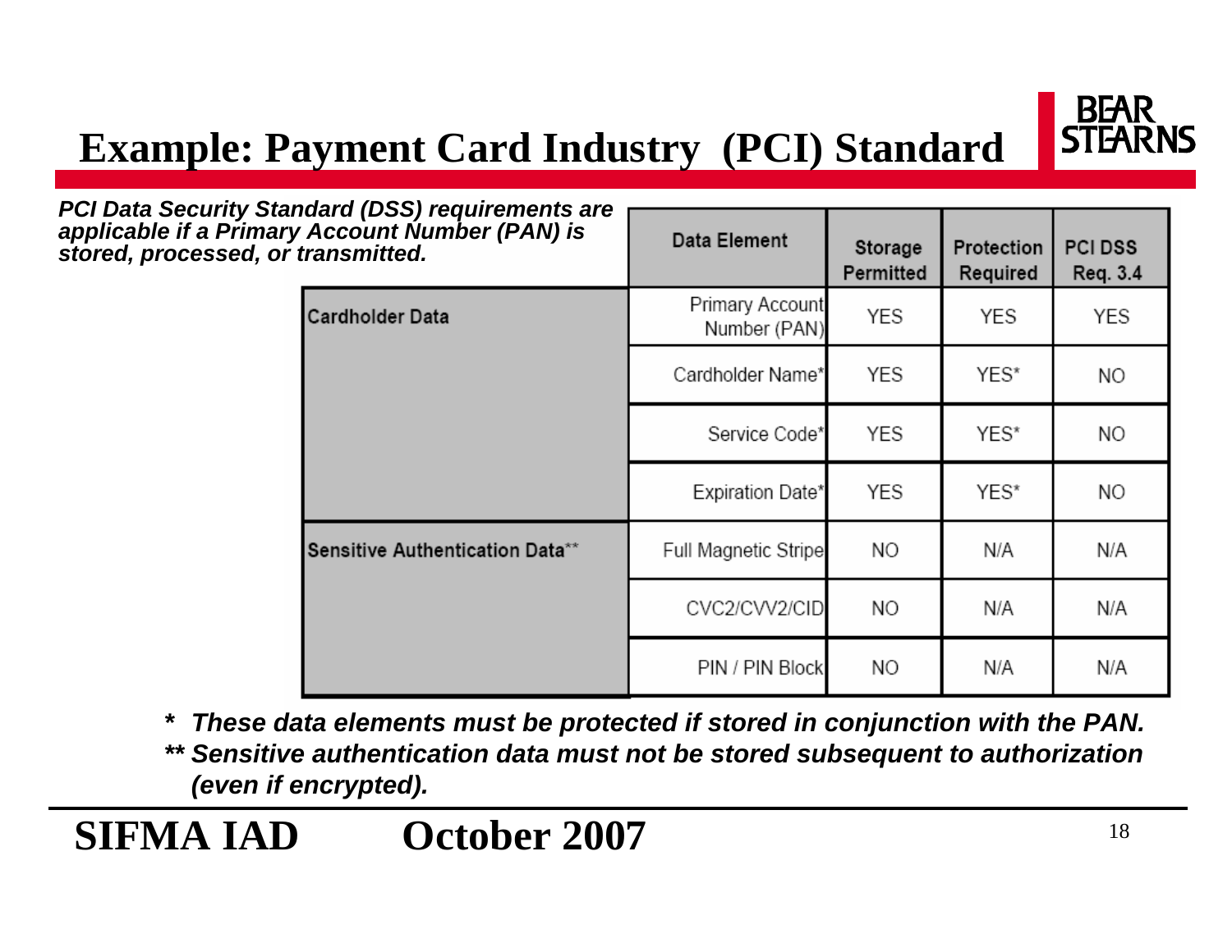# Example: Payment Card Industry (PCI) Standard

***PCI Data Security Standard (DSS) requirements are applicable if a Primary Account Number (PAN) is stored, processed, or transmitted.***

| | Data Element | Storage Permitted | Protection Required | PCI DSS Req. 3.4 |
|---|---|---|---|---|
| Cardholder Data | Primary Account Number (PAN) | YES | YES | YES |
| | Cardholder Name* | YES | YES* | NO |
| | Service Code* | YES | YES* | NO |
| | Expiration Date* | YES | YES* | NO |
| Sensitive Authentication Data** | Full Magnetic Stripe | NO | N/A | N/A |
| | CVC2/CVV2/CID | NO | N/A | N/A |
| | PIN / PIN Block | NO | N/A | N/A |

***\* These data elements must be protected if stored in conjunction with the PAN.***

***\*\* Sensitive authentication data must not be stored subsequent to authorization (even if encrypted).***

**SIFMA IAD October 2007**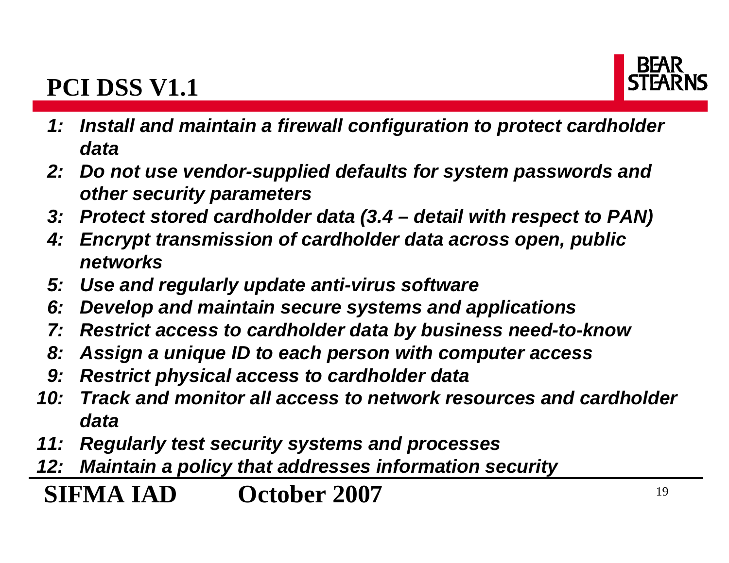# PCI DSS V1.1

1. *Install and maintain a firewall configuration to protect cardholder data*
2. *Do not use vendor-supplied defaults for system passwords and other security parameters*
3. *Protect stored cardholder data (3.4 – detail with respect to PAN)*
4. *Encrypt transmission of cardholder data across open, public networks*
5. *Use and regularly update anti-virus software*
6. *Develop and maintain secure systems and applications*
7. *Restrict access to cardholder data by business need-to-know*
8. *Assign a unique ID to each person with computer access*
9. *Restrict physical access to cardholder data*
10. *Track and monitor all access to network resources and cardholder data*
11. *Regularly test security systems and processes*
12. *Maintain a policy that addresses information security*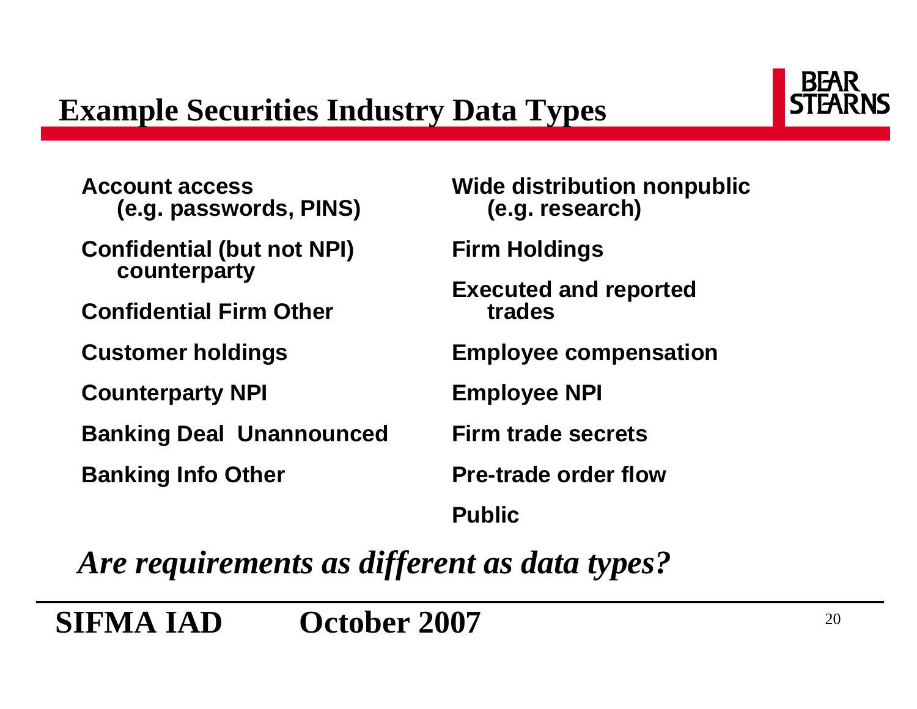# Example Securities Industry Data Types

- **Account access (e.g. passwords, PINS)**
- **Confidential (but not NPI) counterparty**
- **Confidential Firm Other**
- **Customer holdings**
- **Counterparty NPI**
- **Banking Deal Unannounced**
- **Banking Info Other**
- **Wide distribution nonpublic (e.g. research)**
- **Firm Holdings**
- **Executed and reported trades**
- **Employee compensation**
- **Employee NPI**
- **Firm trade secrets**
- **Pre-trade order flow**
- **Public**

***Are requirements as different as data types?***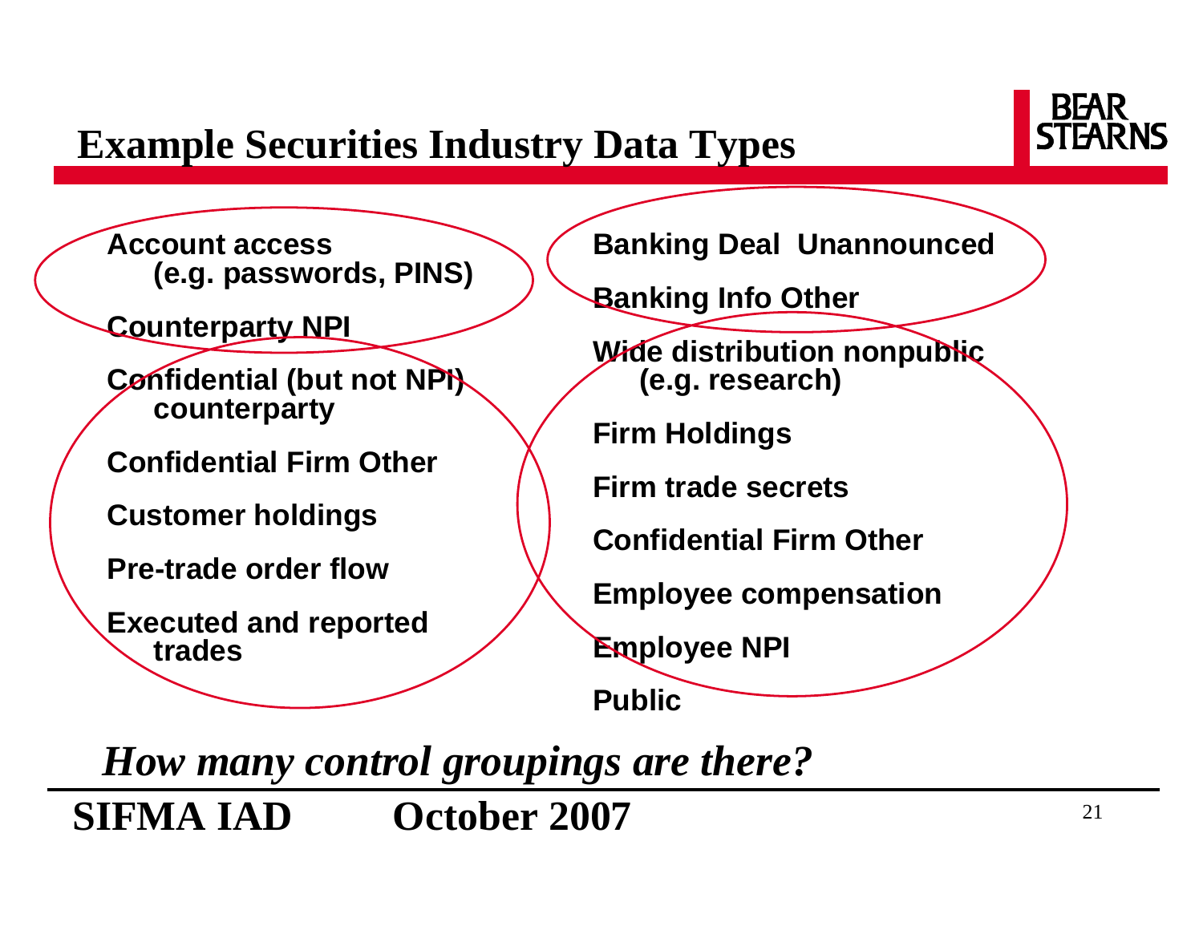# Example Securities Industry Data Types

- Account access
  (e.g. passwords, PINS)
- Counterparty NPI
- Confidential (but not NPI)
  counterparty
- Confidential Firm Other
- Customer holdings
- Pre-trade order flow
- Executed and reported
  trades

- Banking Deal Unannounced
- Banking Info Other
- Wide distribution nonpublic
  (e.g. research)
- Firm Holdings
- Firm trade secrets
- Confidential Firm Other
- Employee compensation
- Employee NPI
- Public

*How many control groupings are there?*

**SIFMA IAD October 2007**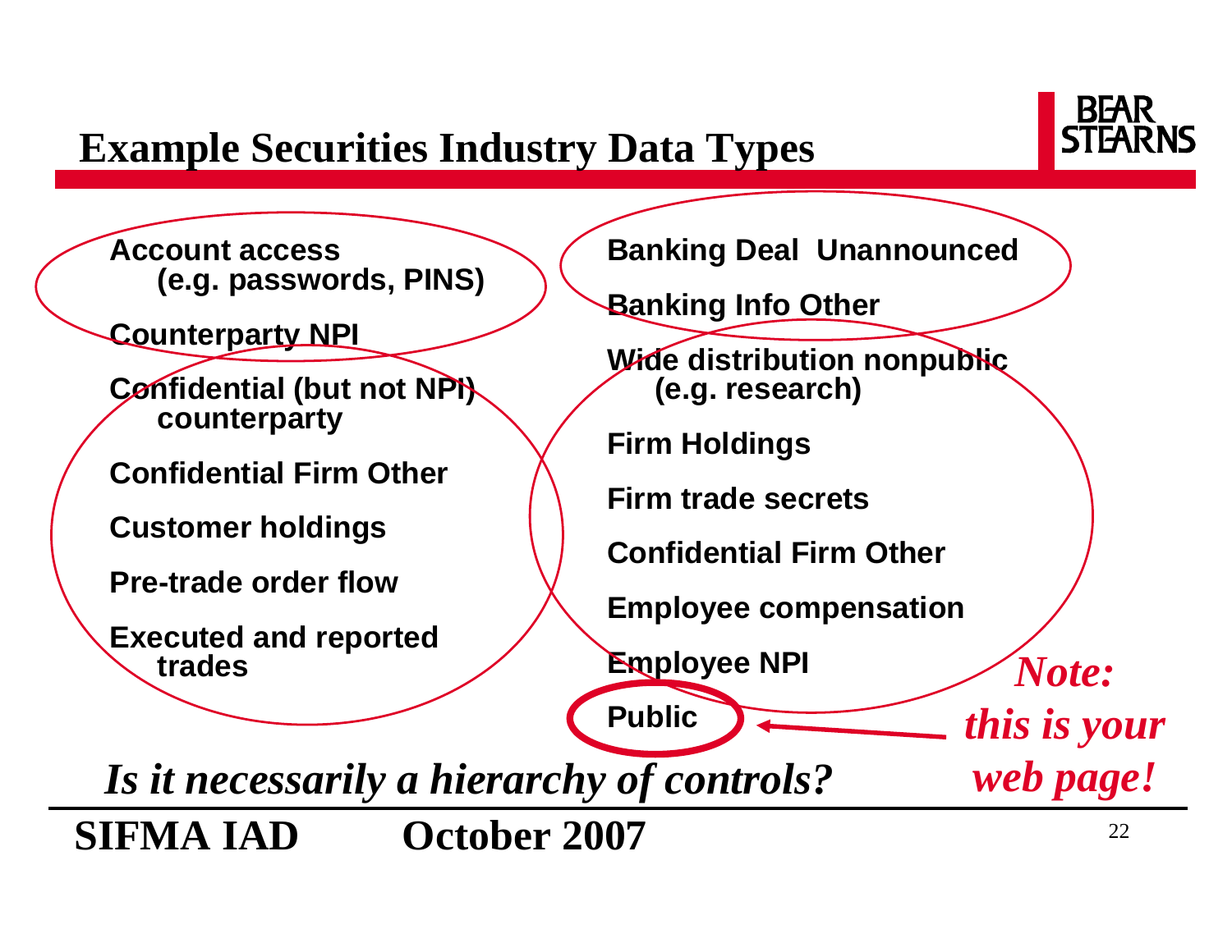# Example Securities Industry Data Types

- Account access (e.g. passwords, PINS)
- Counterparty NPI
- Confidential (but not NPI) counterparty
- Confidential Firm Other
- Customer holdings
- Pre-trade order flow
- Executed and reported trades

- Banking Deal Unannounced
- Banking Info Other
- Wide distribution nonpublic (e.g. research)
- Firm Holdings
- Firm trade secrets
- Confidential Firm Other
- Employee compensation
- Employee NPI
- Public

*Note: this is your web page!*

*Is it necessarily a hierarchy of controls?*

**SIFMA IAD October 2007**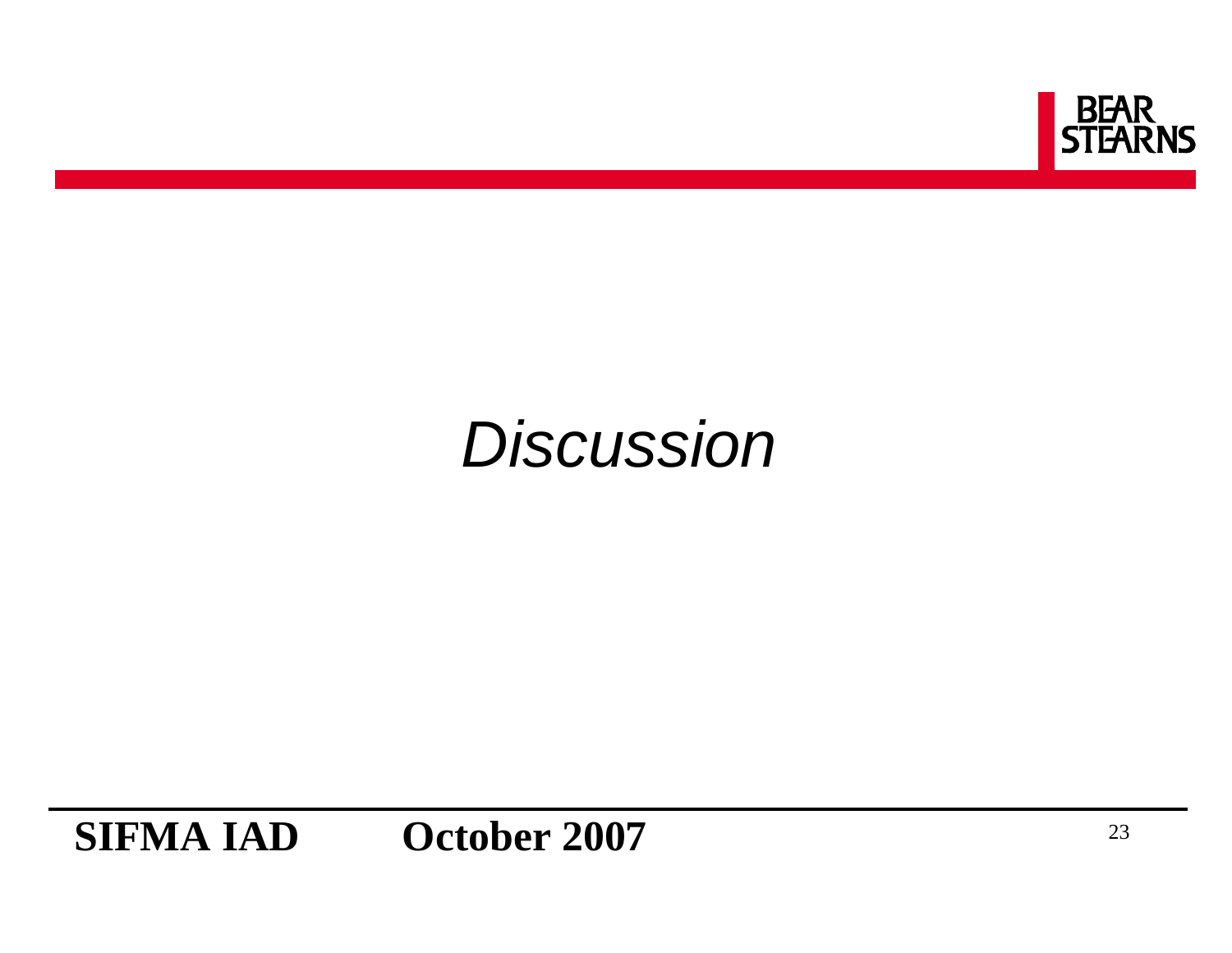*Discussion*